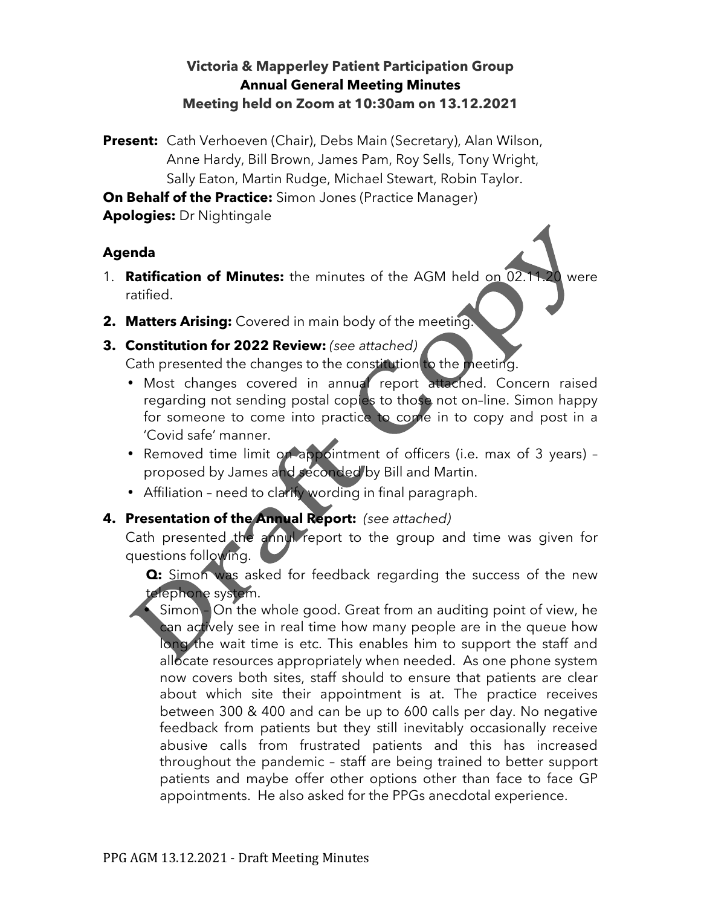**Victoria & Mapperley Patient Participation Group**
**Annual General Meeting Minutes**
**Meeting held on Zoom at 10:30am on 13.12.2021**

**Present:** Cath Verhoeven (Chair), Debs Main (Secretary), Alan Wilson, Anne Hardy, Bill Brown, James Pam, Roy Sells, Tony Wright, Sally Eaton, Martin Rudge, Michael Stewart, Robin Taylor.

**On Behalf of the Practice:** Simon Jones (Practice Manager)

**Apologies:** Dr Nightingale

## Agenda

1. **Ratification of Minutes:** the minutes of the AGM held on 02.11.20 were ratified.
2. **Matters Arising:** Covered in main body of the meeting.
3. **Constitution for 2022 Review:** *(see attached)*
   Cath presented the changes to the constitution to the meeting.
   - Most changes covered in annual report attached. Concern raised regarding not sending postal copies to those not on-line. Simon happy for someone to come into practice to come in to copy and post in a 'Covid safe' manner.
   - Removed time limit on appointment of officers (i.e. max of 3 years) – proposed by James and seconded by Bill and Martin.
   - Affiliation – need to clarify wording in final paragraph.
4. **Presentation of the Annual Report:** *(see attached)*
   Cath presented the annul report to the group and time was given for questions following.

   **Q:** Simon was asked for feedback regarding the success of the new telephone system.
   - Simon – On the whole good. Great from an auditing point of view, he can actively see in real time how many people are in the queue how long the wait time is etc. This enables him to support the staff and allocate resources appropriately when needed. As one phone system now covers both sites, staff should to ensure that patients are clear about which site their appointment is at. The practice receives between 300 & 400 and can be up to 600 calls per day. No negative feedback from patients but they still inevitably occasionally receive abusive calls from frustrated patients and this has increased throughout the pandemic – staff are being trained to better support patients and maybe offer other options other than face to face GP appointments. He also asked for the PPGs anecdotal experience.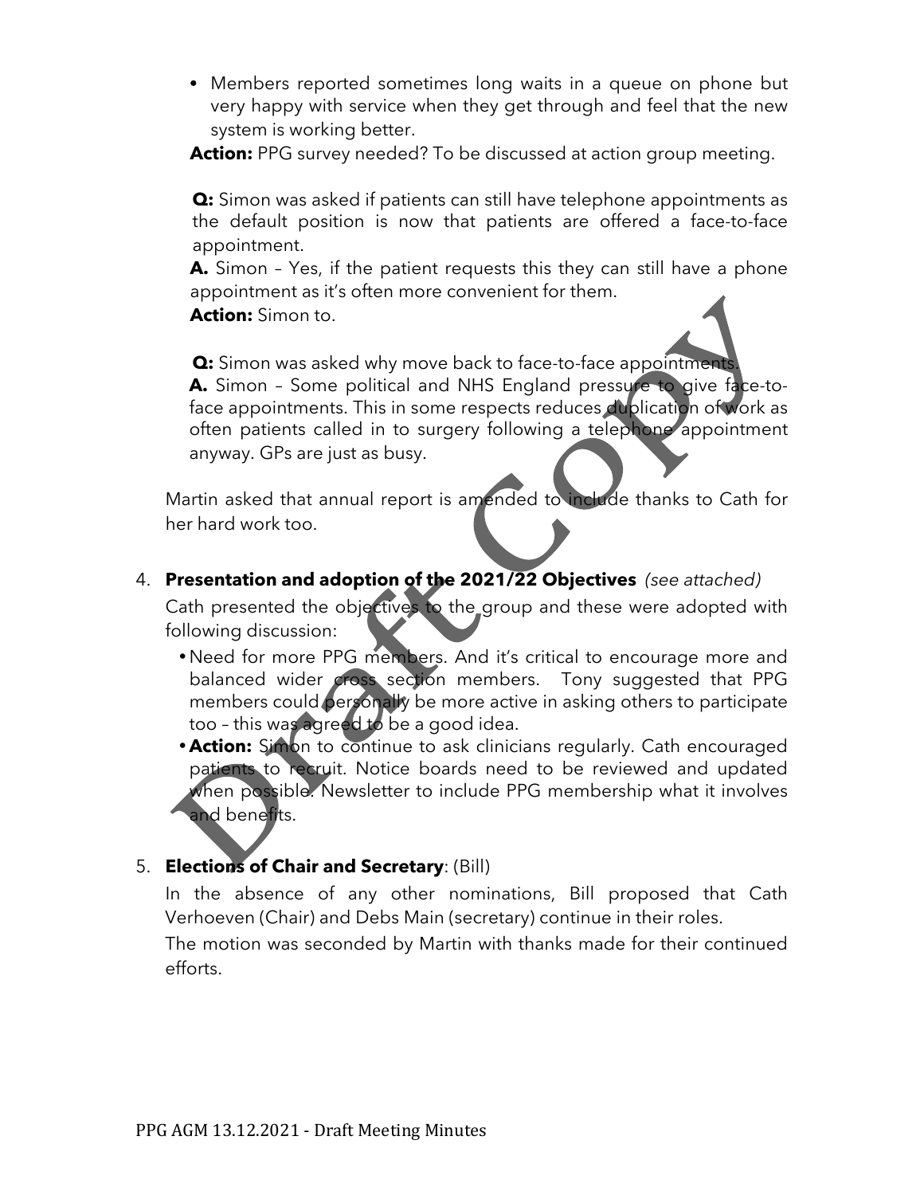- Members reported sometimes long waits in a queue on phone but very happy with service when they get through and feel that the new system is working better.

**Action:** PPG survey needed? To be discussed at action group meeting.

**Q:** Simon was asked if patients can still have telephone appointments as the default position is now that patients are offered a face-to-face appointment.

**A.** Simon – Yes, if the patient requests this they can still have a phone appointment as it's often more convenient for them.

**Action:** Simon to.

**Q:** Simon was asked why move back to face-to-face appointments.

**A.** Simon – Some political and NHS England pressure to give face-to-face appointments. This in some respects reduces duplication of work as often patients called in to surgery following a telephone appointment anyway. GPs are just as busy.

Martin asked that annual report is amended to include thanks to Cath for her hard work too.

4. **Presentation and adoption of the 2021/22 Objectives** *(see attached)*

   Cath presented the objectives to the group and these were adopted with following discussion:

   - Need for more PPG members. And it's critical to encourage more and balanced wider cross section members. Tony suggested that PPG members could personally be more active in asking others to participate too – this was agreed to be a good idea.
   - **Action:** Simon to continue to ask clinicians regularly. Cath encouraged patients to recruit. Notice boards need to be reviewed and updated when possible. Newsletter to include PPG membership what it involves and benefits.

5. **Elections of Chair and Secretary**: (Bill)

   In the absence of any other nominations, Bill proposed that Cath Verhoeven (Chair) and Debs Main (secretary) continue in their roles.

   The motion was seconded by Martin with thanks made for their continued efforts.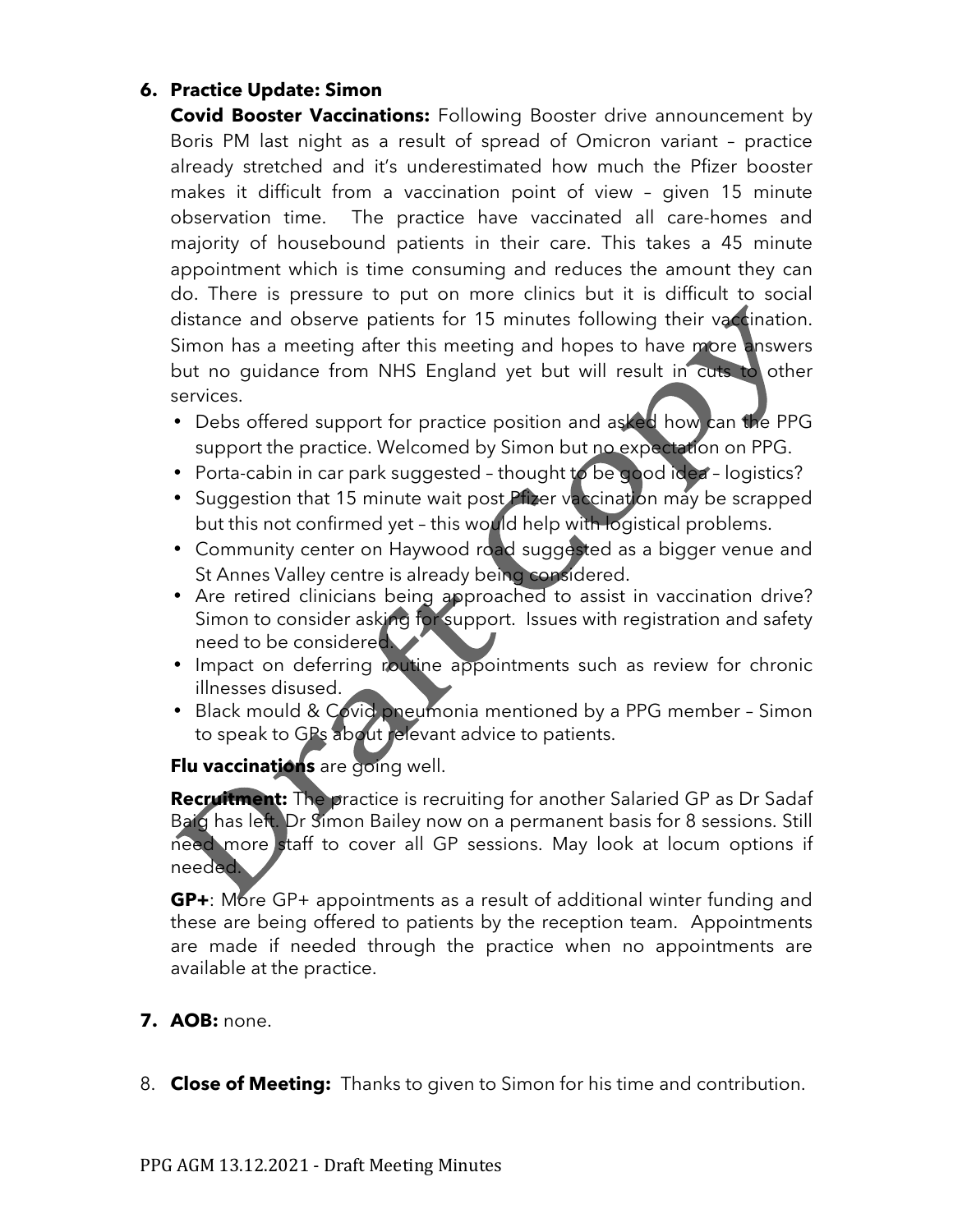6. **Practice Update: Simon**

   **Covid Booster Vaccinations:** Following Booster drive announcement by Boris PM last night as a result of spread of Omicron variant – practice already stretched and it's underestimated how much the Pfizer booster makes it difficult from a vaccination point of view – given 15 minute observation time. The practice have vaccinated all care-homes and majority of housebound patients in their care. This takes a 45 minute appointment which is time consuming and reduces the amount they can do. There is pressure to put on more clinics but it is difficult to social distance and observe patients for 15 minutes following their vaccination. Simon has a meeting after this meeting and hopes to have more answers but no guidance from NHS England yet but will result in cuts to other services.

   - Debs offered support for practice position and asked how can the PPG support the practice. Welcomed by Simon but no expectation on PPG.
   - Porta-cabin in car park suggested – thought to be good idea – logistics?
   - Suggestion that 15 minute wait post Pfizer vaccination may be scrapped but this not confirmed yet – this would help with logistical problems.
   - Community center on Haywood road suggested as a bigger venue and St Annes Valley centre is already being considered.
   - Are retired clinicians being approached to assist in vaccination drive? Simon to consider asking for support. Issues with registration and safety need to be considered.
   - Impact on deferring routine appointments such as review for chronic illnesses disused.
   - Black mould & Covid pneumonia mentioned by a PPG member – Simon to speak to GPs about relevant advice to patients.

   **Flu vaccinations** are going well.

   **Recruitment:** The practice is recruiting for another Salaried GP as Dr Sadaf Baig has left. Dr Simon Bailey now on a permanent basis for 8 sessions. Still need more staff to cover all GP sessions. May look at locum options if needed.

   **GP+**: More GP+ appointments as a result of additional winter funding and these are being offered to patients by the reception team. Appointments are made if needed through the practice when no appointments are available at the practice.

7. **AOB:** none.

8. **Close of Meeting:** Thanks to given to Simon for his time and contribution.